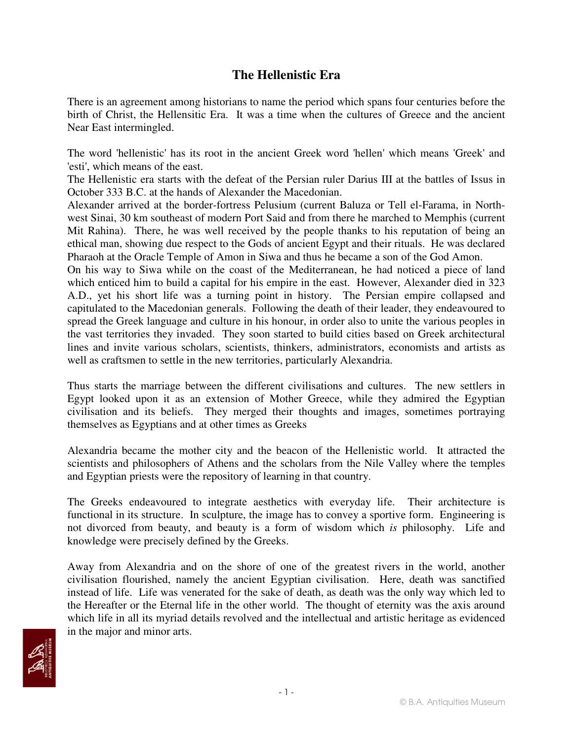# The Hellenistic Era

There is an agreement among historians to name the period which spans four centuries before the birth of Christ, the Hellensitic Era. It was a time when the cultures of Greece and the ancient Near East intermingled.

The word 'hellenistic' has its root in the ancient Greek word 'hellen' which means 'Greek' and 'esti', which means of the east.

The Hellenistic era starts with the defeat of the Persian ruler Darius III at the battles of Issus in October 333 B.C. at the hands of Alexander the Macedonian.

Alexander arrived at the border-fortress Pelusium (current Baluza or Tell el-Farama, in North-west Sinai, 30 km southeast of modern Port Said and from there he marched to Memphis (current Mit Rahina). There, he was well received by the people thanks to his reputation of being an ethical man, showing due respect to the Gods of ancient Egypt and their rituals. He was declared Pharaoh at the Oracle Temple of Amon in Siwa and thus he became a son of the God Amon.

On his way to Siwa while on the coast of the Mediterranean, he had noticed a piece of land which enticed him to build a capital for his empire in the east. However, Alexander died in 323 A.D., yet his short life was a turning point in history. The Persian empire collapsed and capitulated to the Macedonian generals. Following the death of their leader, they endeavoured to spread the Greek language and culture in his honour, in order also to unite the various peoples in the vast territories they invaded. They soon started to build cities based on Greek architectural lines and invite various scholars, scientists, thinkers, administrators, economists and artists as well as craftsmen to settle in the new territories, particularly Alexandria.

Thus starts the marriage between the different civilisations and cultures. The new settlers in Egypt looked upon it as an extension of Mother Greece, while they admired the Egyptian civilisation and its beliefs. They merged their thoughts and images, sometimes portraying themselves as Egyptians and at other times as Greeks

Alexandria became the mother city and the beacon of the Hellenistic world. It attracted the scientists and philosophers of Athens and the scholars from the Nile Valley where the temples and Egyptian priests were the repository of learning in that country.

The Greeks endeavoured to integrate aesthetics with everyday life. Their architecture is functional in its structure. In sculpture, the image has to convey a sportive form. Engineering is not divorced from beauty, and beauty is a form of wisdom which *is* philosophy. Life and knowledge were precisely defined by the Greeks.

Away from Alexandria and on the shore of one of the greatest rivers in the world, another civilisation flourished, namely the ancient Egyptian civilisation. Here, death was sanctified instead of life. Life was venerated for the sake of death, as death was the only way which led to the Hereafter or the Eternal life in the other world. The thought of eternity was the axis around which life in all its myriad details revolved and the intellectual and artistic heritage as evidenced in the major and minor arts.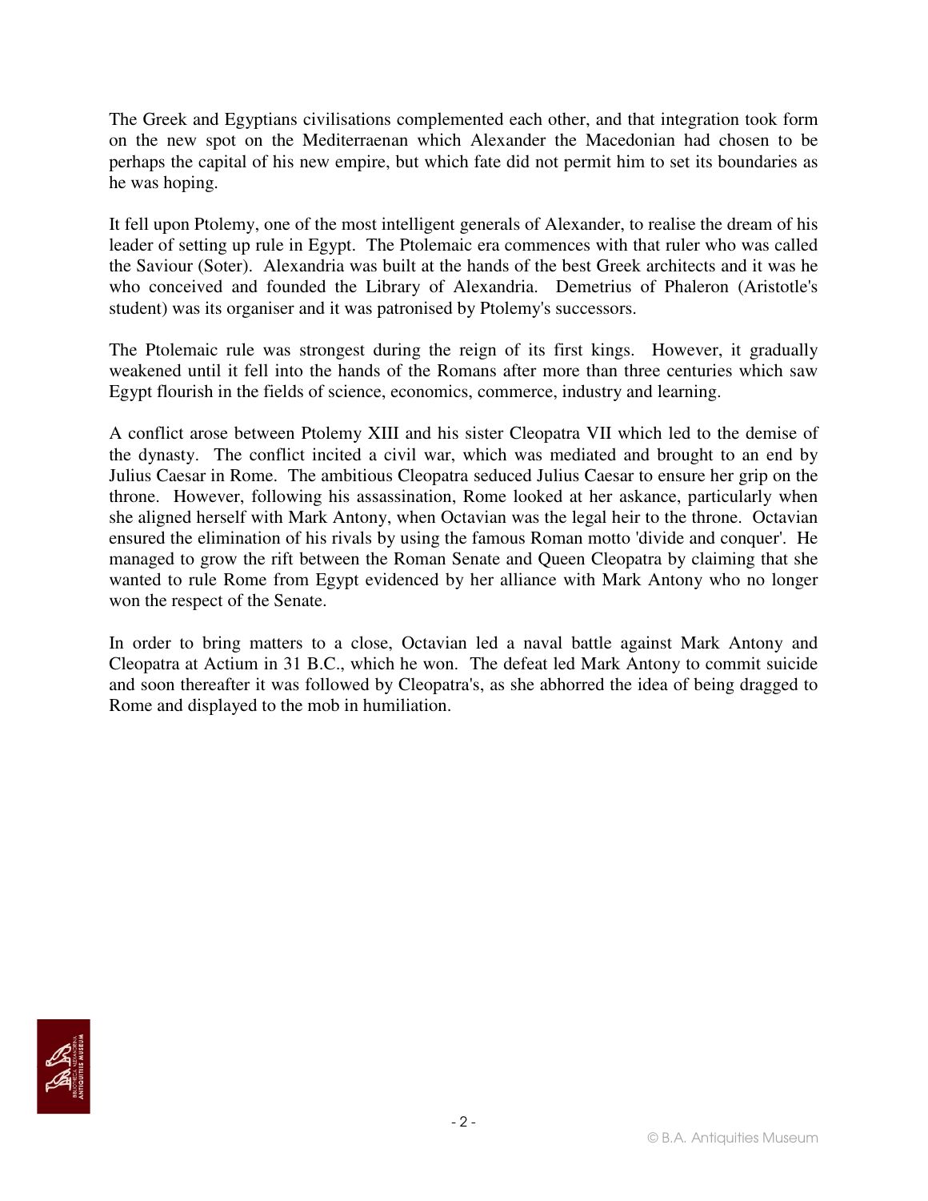The Greek and Egyptians civilisations complemented each other, and that integration took form on the new spot on the Mediterraenan which Alexander the Macedonian had chosen to be perhaps the capital of his new empire, but which fate did not permit him to set its boundaries as he was hoping.

It fell upon Ptolemy, one of the most intelligent generals of Alexander, to realise the dream of his leader of setting up rule in Egypt. The Ptolemaic era commences with that ruler who was called the Saviour (Soter). Alexandria was built at the hands of the best Greek architects and it was he who conceived and founded the Library of Alexandria. Demetrius of Phaleron (Aristotle's student) was its organiser and it was patronised by Ptolemy's successors.

The Ptolemaic rule was strongest during the reign of its first kings. However, it gradually weakened until it fell into the hands of the Romans after more than three centuries which saw Egypt flourish in the fields of science, economics, commerce, industry and learning.

A conflict arose between Ptolemy XIII and his sister Cleopatra VII which led to the demise of the dynasty. The conflict incited a civil war, which was mediated and brought to an end by Julius Caesar in Rome. The ambitious Cleopatra seduced Julius Caesar to ensure her grip on the throne. However, following his assassination, Rome looked at her askance, particularly when she aligned herself with Mark Antony, when Octavian was the legal heir to the throne. Octavian ensured the elimination of his rivals by using the famous Roman motto 'divide and conquer'. He managed to grow the rift between the Roman Senate and Queen Cleopatra by claiming that she wanted to rule Rome from Egypt evidenced by her alliance with Mark Antony who no longer won the respect of the Senate.

In order to bring matters to a close, Octavian led a naval battle against Mark Antony and Cleopatra at Actium in 31 B.C., which he won. The defeat led Mark Antony to commit suicide and soon thereafter it was followed by Cleopatra's, as she abhorred the idea of being dragged to Rome and displayed to the mob in humiliation.